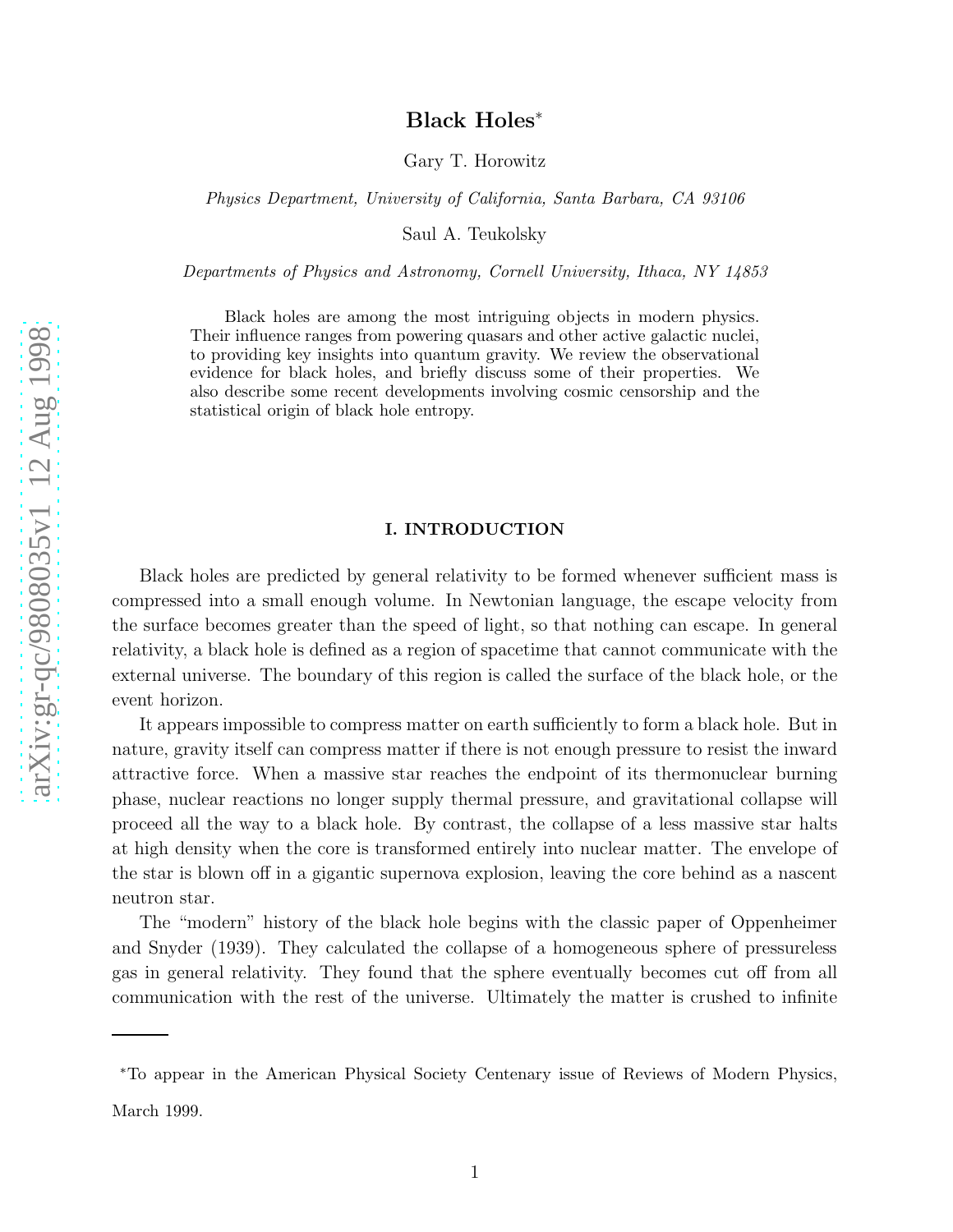# Black Holes*

Gary T. Horowitz

*Physics Department, University of California, Santa Barbara, CA 93106*

Saul A. Teukolsky

*Departments of Physics and Astronomy, Cornell University, Ithaca, NY 14853*

Black holes are among the most intriguing objects in modern physics. Their influence ranges from powering quasars and other active galactic nuclei, to providing key insights into quantum gravity. We review the observational evidence for black holes, and briefly discuss some of their properties. We also describe some recent developments involving cosmic censorship and the statistical origin of black hole entropy.

## I. INTRODUCTION

Black holes are predicted by general relativity to be formed whenever sufficient mass is compressed into a small enough volume. In Newtonian language, the escape velocity from the surface becomes greater than the speed of light, so that nothing can escape. In general relativity, a black hole is defined as a region of spacetime that cannot communicate with the external universe. The boundary of this region is called the surface of the black hole, or the event horizon.

It appears impossible to compress matter on earth sufficiently to form a black hole. But in nature, gravity itself can compress matter if there is not enough pressure to resist the inward attractive force. When a massive star reaches the endpoint of its thermonuclear burning phase, nuclear reactions no longer supply thermal pressure, and gravitational collapse will proceed all the way to a black hole. By contrast, the collapse of a less massive star halts at high density when the core is transformed entirely into nuclear matter. The envelope of the star is blown off in a gigantic supernova explosion, leaving the core behind as a nascent neutron star.

The "modern" history of the black hole begins with the classic paper of Oppenheimer and Snyder (1939). They calculated the collapse of a homogeneous sphere of pressureless gas in general relativity. They found that the sphere eventually becomes cut off from all communication with the rest of the universe. Ultimately the matter is crushed to infinite

---

*To appear in the American Physical Society Centenary issue of Reviews of Modern Physics, March 1999.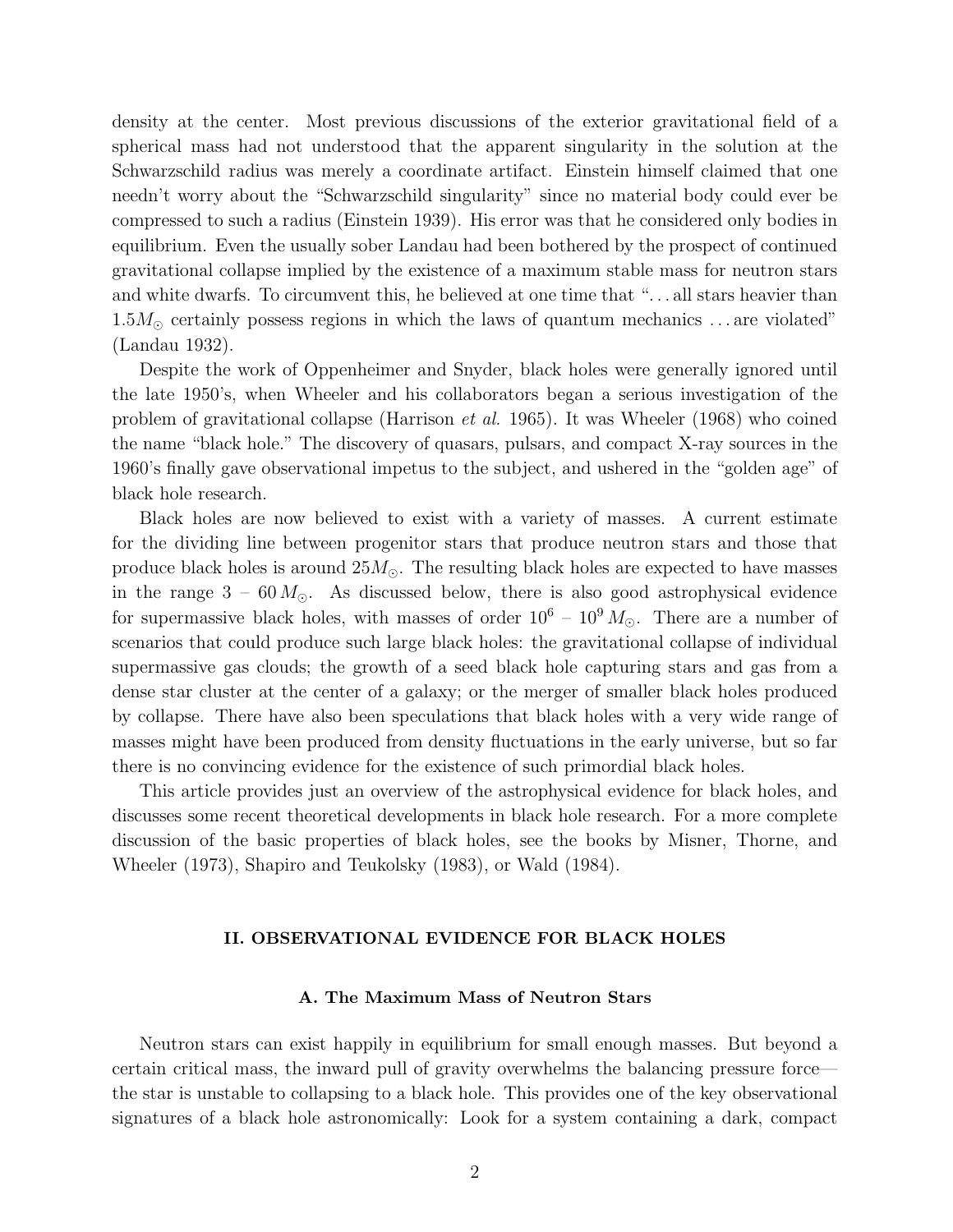density at the center. Most previous discussions of the exterior gravitational field of a spherical mass had not understood that the apparent singularity in the solution at the Schwarzschild radius was merely a coordinate artifact. Einstein himself claimed that one needn't worry about the "Schwarzschild singularity" since no material body could ever be compressed to such a radius (Einstein 1939). His error was that he considered only bodies in equilibrium. Even the usually sober Landau had been bothered by the prospect of continued gravitational collapse implied by the existence of a maximum stable mass for neutron stars and white dwarfs. To circumvent this, he believed at one time that "...all stars heavier than $1.5M_{\odot}$ certainly possess regions in which the laws of quantum mechanics ...are violated" (Landau 1932).

Despite the work of Oppenheimer and Snyder, black holes were generally ignored until the late 1950's, when Wheeler and his collaborators began a serious investigation of the problem of gravitational collapse (Harrison *et al.* 1965). It was Wheeler (1968) who coined the name "black hole." The discovery of quasars, pulsars, and compact X-ray sources in the 1960's finally gave observational impetus to the subject, and ushered in the "golden age" of black hole research.

Black holes are now believed to exist with a variety of masses. A current estimate for the dividing line between progenitor stars that produce neutron stars and those that produce black holes is around $25M_{\odot}$. The resulting black holes are expected to have masses in the range $3$ – $60\,M_{\odot}$. As discussed below, there is also good astrophysical evidence for supermassive black holes, with masses of order $10^6$ – $10^9\,M_{\odot}$. There are a number of scenarios that could produce such large black holes: the gravitational collapse of individual supermassive gas clouds; the growth of a seed black hole capturing stars and gas from a dense star cluster at the center of a galaxy; or the merger of smaller black holes produced by collapse. There have also been speculations that black holes with a very wide range of masses might have been produced from density fluctuations in the early universe, but so far there is no convincing evidence for the existence of such primordial black holes.

This article provides just an overview of the astrophysical evidence for black holes, and discusses some recent theoretical developments in black hole research. For a more complete discussion of the basic properties of black holes, see the books by Misner, Thorne, and Wheeler (1973), Shapiro and Teukolsky (1983), or Wald (1984).

## II. OBSERVATIONAL EVIDENCE FOR BLACK HOLES

### A. The Maximum Mass of Neutron Stars

Neutron stars can exist happily in equilibrium for small enough masses. But beyond a certain critical mass, the inward pull of gravity overwhelms the balancing pressure force—the star is unstable to collapsing to a black hole. This provides one of the key observational signatures of a black hole astronomically: Look for a system containing a dark, compact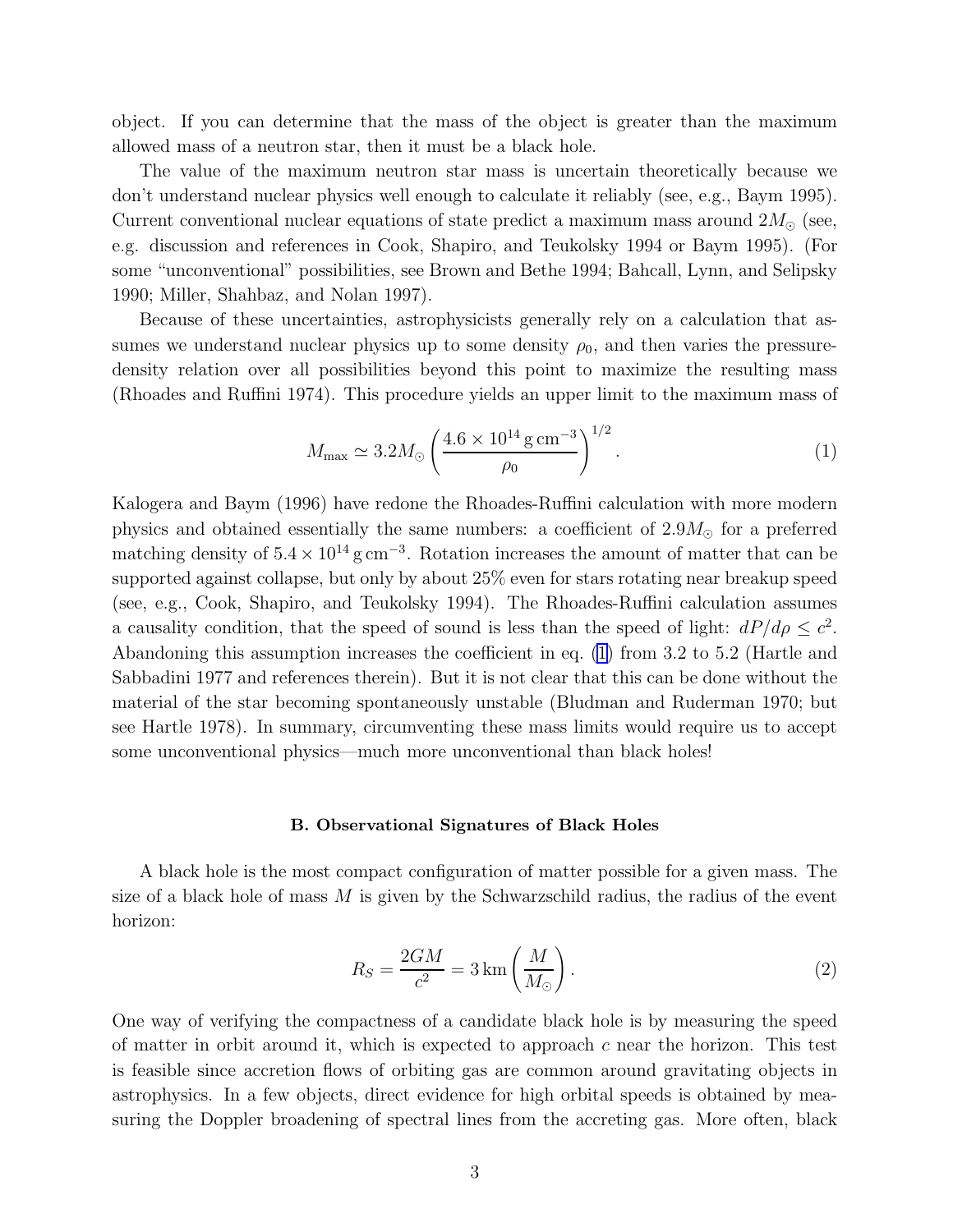object. If you can determine that the mass of the object is greater than the maximum allowed mass of a neutron star, then it must be a black hole.

The value of the maximum neutron star mass is uncertain theoretically because we don't understand nuclear physics well enough to calculate it reliably (see, e.g., Baym 1995). Current conventional nuclear equations of state predict a maximum mass around $2M_\odot$ (see, e.g. discussion and references in Cook, Shapiro, and Teukolsky 1994 or Baym 1995). (For some "unconventional" possibilities, see Brown and Bethe 1994; Bahcall, Lynn, and Selipsky 1990; Miller, Shahbaz, and Nolan 1997).

Because of these uncertainties, astrophysicists generally rely on a calculation that assumes we understand nuclear physics up to some density $\rho_0$, and then varies the pressure-density relation over all possibilities beyond this point to maximize the resulting mass (Rhoades and Ruffini 1974). This procedure yields an upper limit to the maximum mass of

$$M_{\max} \simeq 3.2 M_\odot \left( \frac{4.6 \times 10^{14}\,\mathrm{g\,cm^{-3}}}{\rho_0} \right)^{1/2}. \tag{1}$$

Kalogera and Baym (1996) have redone the Rhoades-Ruffini calculation with more modern physics and obtained essentially the same numbers: a coefficient of $2.9M_\odot$ for a preferred matching density of $5.4 \times 10^{14}\,\mathrm{g\,cm^{-3}}$. Rotation increases the amount of matter that can be supported against collapse, but only by about 25% even for stars rotating near breakup speed (see, e.g., Cook, Shapiro, and Teukolsky 1994). The Rhoades-Ruffini calculation assumes a causality condition, that the speed of sound is less than the speed of light: $dP/d\rho \leq c^2$. Abandoning this assumption increases the coefficient in eq. (1) from 3.2 to 5.2 (Hartle and Sabbadini 1977 and references therein). But it is not clear that this can be done without the material of the star becoming spontaneously unstable (Bludman and Ruderman 1970; but see Hartle 1978). In summary, circumventing these mass limits would require us to accept some unconventional physics—much more unconventional than black holes!

### B. Observational Signatures of Black Holes

A black hole is the most compact configuration of matter possible for a given mass. The size of a black hole of mass $M$ is given by the Schwarzschild radius, the radius of the event horizon:

$$R_S = \frac{2GM}{c^2} = 3\,\mathrm{km} \left( \frac{M}{M_\odot} \right). \tag{2}$$

One way of verifying the compactness of a candidate black hole is by measuring the speed of matter in orbit around it, which is expected to approach $c$ near the horizon. This test is feasible since accretion flows of orbiting gas are common around gravitating objects in astrophysics. In a few objects, direct evidence for high orbital speeds is obtained by measuring the Doppler broadening of spectral lines from the accreting gas. More often, black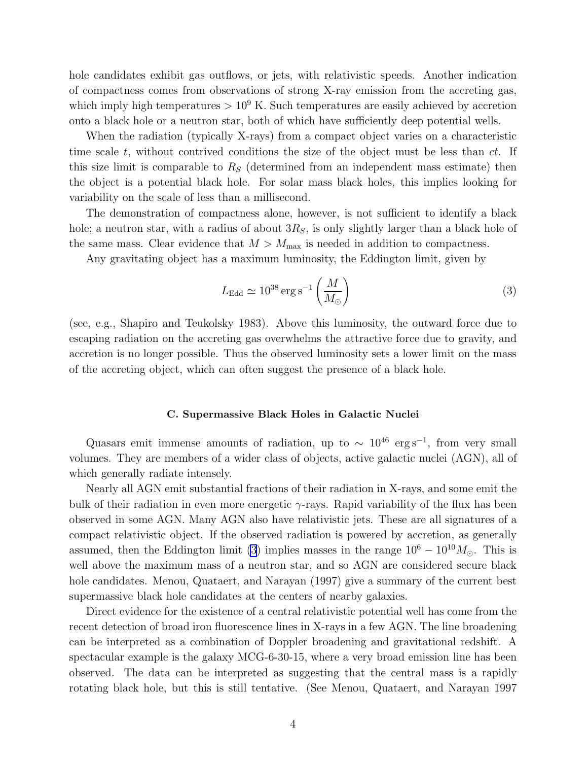hole candidates exhibit gas outflows, or jets, with relativistic speeds. Another indication of compactness comes from observations of strong X-ray emission from the accreting gas, which imply high temperatures $> 10^9$ K. Such temperatures are easily achieved by accretion onto a black hole or a neutron star, both of which have sufficiently deep potential wells.

When the radiation (typically X-rays) from a compact object varies on a characteristic time scale $t$, without contrived conditions the size of the object must be less than $ct$. If this size limit is comparable to $R_S$ (determined from an independent mass estimate) then the object is a potential black hole. For solar mass black holes, this implies looking for variability on the scale of less than a millisecond.

The demonstration of compactness alone, however, is not sufficient to identify a black hole; a neutron star, with a radius of about $3R_S$, is only slightly larger than a black hole of the same mass. Clear evidence that $M > M_{\rm max}$ is needed in addition to compactness.

Any gravitating object has a maximum luminosity, the Eddington limit, given by

$$L_{\rm Edd} \simeq 10^{38}\,{\rm erg\,s^{-1}} \left(\frac{M}{M_\odot}\right) \tag{3}$$

(see, e.g., Shapiro and Teukolsky 1983). Above this luminosity, the outward force due to escaping radiation on the accreting gas overwhelms the attractive force due to gravity, and accretion is no longer possible. Thus the observed luminosity sets a lower limit on the mass of the accreting object, which can often suggest the presence of a black hole.

### C. Supermassive Black Holes in Galactic Nuclei

Quasars emit immense amounts of radiation, up to $\sim 10^{46}$ erg s$^{-1}$, from very small volumes. They are members of a wider class of objects, active galactic nuclei (AGN), all of which generally radiate intensely.

Nearly all AGN emit substantial fractions of their radiation in X-rays, and some emit the bulk of their radiation in even more energetic $\gamma$-rays. Rapid variability of the flux has been observed in some AGN. Many AGN also have relativistic jets. These are all signatures of a compact relativistic object. If the observed radiation is powered by accretion, as generally assumed, then the Eddington limit (3) implies masses in the range $10^6 - 10^{10} M_\odot$. This is well above the maximum mass of a neutron star, and so AGN are considered secure black hole candidates. Menou, Quataert, and Narayan (1997) give a summary of the current best supermassive black hole candidates at the centers of nearby galaxies.

Direct evidence for the existence of a central relativistic potential well has come from the recent detection of broad iron fluorescence lines in X-rays in a few AGN. The line broadening can be interpreted as a combination of Doppler broadening and gravitational redshift. A spectacular example is the galaxy MCG-6-30-15, where a very broad emission line has been observed. The data can be interpreted as suggesting that the central mass is a rapidly rotating black hole, but this is still tentative. (See Menou, Quataert, and Narayan 1997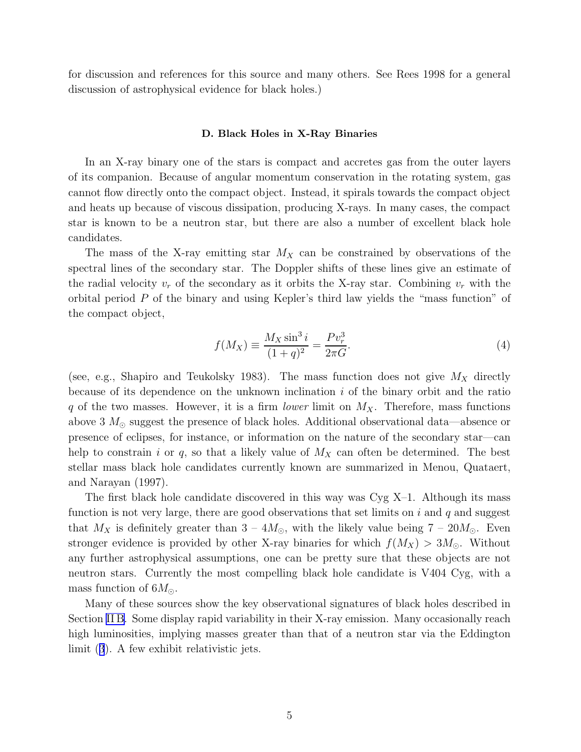for discussion and references for this source and many others. See Rees 1998 for a general discussion of astrophysical evidence for black holes.)

### D. Black Holes in X-Ray Binaries

In an X-ray binary one of the stars is compact and accretes gas from the outer layers of its companion. Because of angular momentum conservation in the rotating system, gas cannot flow directly onto the compact object. Instead, it spirals towards the compact object and heats up because of viscous dissipation, producing X-rays. In many cases, the compact star is known to be a neutron star, but there are also a number of excellent black hole candidates.

The mass of the X-ray emitting star $M_X$ can be constrained by observations of the spectral lines of the secondary star. The Doppler shifts of these lines give an estimate of the radial velocity $v_r$ of the secondary as it orbits the X-ray star. Combining $v_r$ with the orbital period $P$ of the binary and using Kepler's third law yields the "mass function" of the compact object,

$$f(M_X) \equiv \frac{M_X \sin^3 i}{(1+q)^2} = \frac{P v_r^3}{2\pi G}. \tag{4}$$

(see, e.g., Shapiro and Teukolsky 1983). The mass function does not give $M_X$ directly because of its dependence on the unknown inclination $i$ of the binary orbit and the ratio $q$ of the two masses. However, it is a firm *lower* limit on $M_X$. Therefore, mass functions above 3 $M_\odot$ suggest the presence of black holes. Additional observational data—absence or presence of eclipses, for instance, or information on the nature of the secondary star—can help to constrain $i$ or $q$, so that a likely value of $M_X$ can often be determined. The best stellar mass black hole candidates currently known are summarized in Menou, Quataert, and Narayan (1997).

The first black hole candidate discovered in this way was Cyg X–1. Although its mass function is not very large, there are good observations that set limits on $i$ and $q$ and suggest that $M_X$ is definitely greater than 3 – 4$M_\odot$, with the likely value being 7 – 20$M_\odot$. Even stronger evidence is provided by other X-ray binaries for which $f(M_X) > 3M_\odot$. Without any further astrophysical assumptions, one can be pretty sure that these objects are not neutron stars. Currently the most compelling black hole candidate is V404 Cyg, with a mass function of $6M_\odot$.

Many of these sources show the key observational signatures of black holes described in Section II B. Some display rapid variability in their X-ray emission. Many occasionally reach high luminosities, implying masses greater than that of a neutron star via the Eddington limit (3). A few exhibit relativistic jets.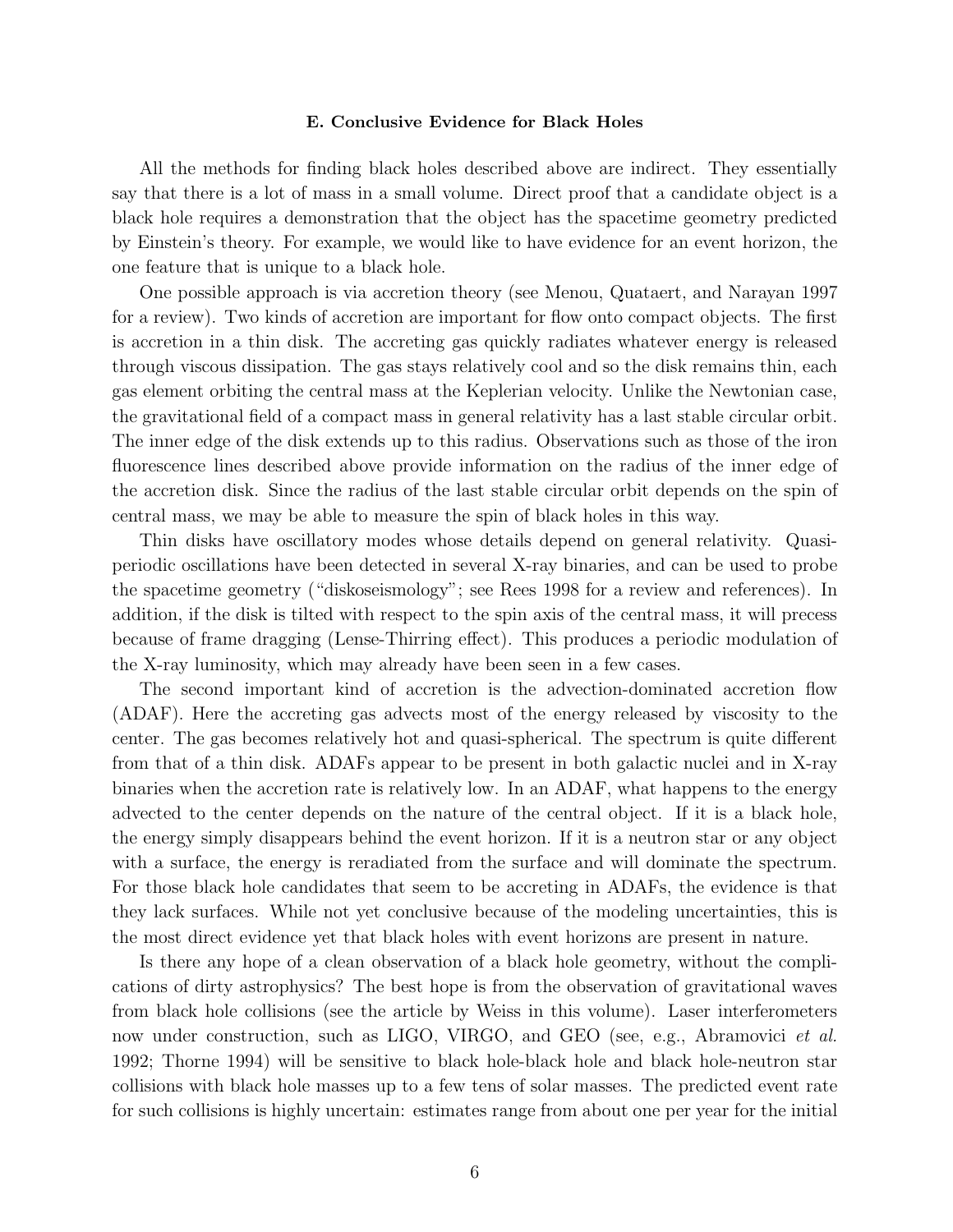### E. Conclusive Evidence for Black Holes

All the methods for finding black holes described above are indirect. They essentially say that there is a lot of mass in a small volume. Direct proof that a candidate object is a black hole requires a demonstration that the object has the spacetime geometry predicted by Einstein's theory. For example, we would like to have evidence for an event horizon, the one feature that is unique to a black hole.

One possible approach is via accretion theory (see Menou, Quataert, and Narayan 1997 for a review). Two kinds of accretion are important for flow onto compact objects. The first is accretion in a thin disk. The accreting gas quickly radiates whatever energy is released through viscous dissipation. The gas stays relatively cool and so the disk remains thin, each gas element orbiting the central mass at the Keplerian velocity. Unlike the Newtonian case, the gravitational field of a compact mass in general relativity has a last stable circular orbit. The inner edge of the disk extends up to this radius. Observations such as those of the iron fluorescence lines described above provide information on the radius of the inner edge of the accretion disk. Since the radius of the last stable circular orbit depends on the spin of central mass, we may be able to measure the spin of black holes in this way.

Thin disks have oscillatory modes whose details depend on general relativity. Quasi-periodic oscillations have been detected in several X-ray binaries, and can be used to probe the spacetime geometry ("diskoseismology"; see Rees 1998 for a review and references). In addition, if the disk is tilted with respect to the spin axis of the central mass, it will precess because of frame dragging (Lense-Thirring effect). This produces a periodic modulation of the X-ray luminosity, which may already have been seen in a few cases.

The second important kind of accretion is the advection-dominated accretion flow (ADAF). Here the accreting gas advects most of the energy released by viscosity to the center. The gas becomes relatively hot and quasi-spherical. The spectrum is quite different from that of a thin disk. ADAFs appear to be present in both galactic nuclei and in X-ray binaries when the accretion rate is relatively low. In an ADAF, what happens to the energy advected to the center depends on the nature of the central object. If it is a black hole, the energy simply disappears behind the event horizon. If it is a neutron star or any object with a surface, the energy is reradiated from the surface and will dominate the spectrum. For those black hole candidates that seem to be accreting in ADAFs, the evidence is that they lack surfaces. While not yet conclusive because of the modeling uncertainties, this is the most direct evidence yet that black holes with event horizons are present in nature.

Is there any hope of a clean observation of a black hole geometry, without the complications of dirty astrophysics? The best hope is from the observation of gravitational waves from black hole collisions (see the article by Weiss in this volume). Laser interferometers now under construction, such as LIGO, VIRGO, and GEO (see, e.g., Abramovici *et al.* 1992; Thorne 1994) will be sensitive to black hole-black hole and black hole-neutron star collisions with black hole masses up to a few tens of solar masses. The predicted event rate for such collisions is highly uncertain: estimates range from about one per year for the initial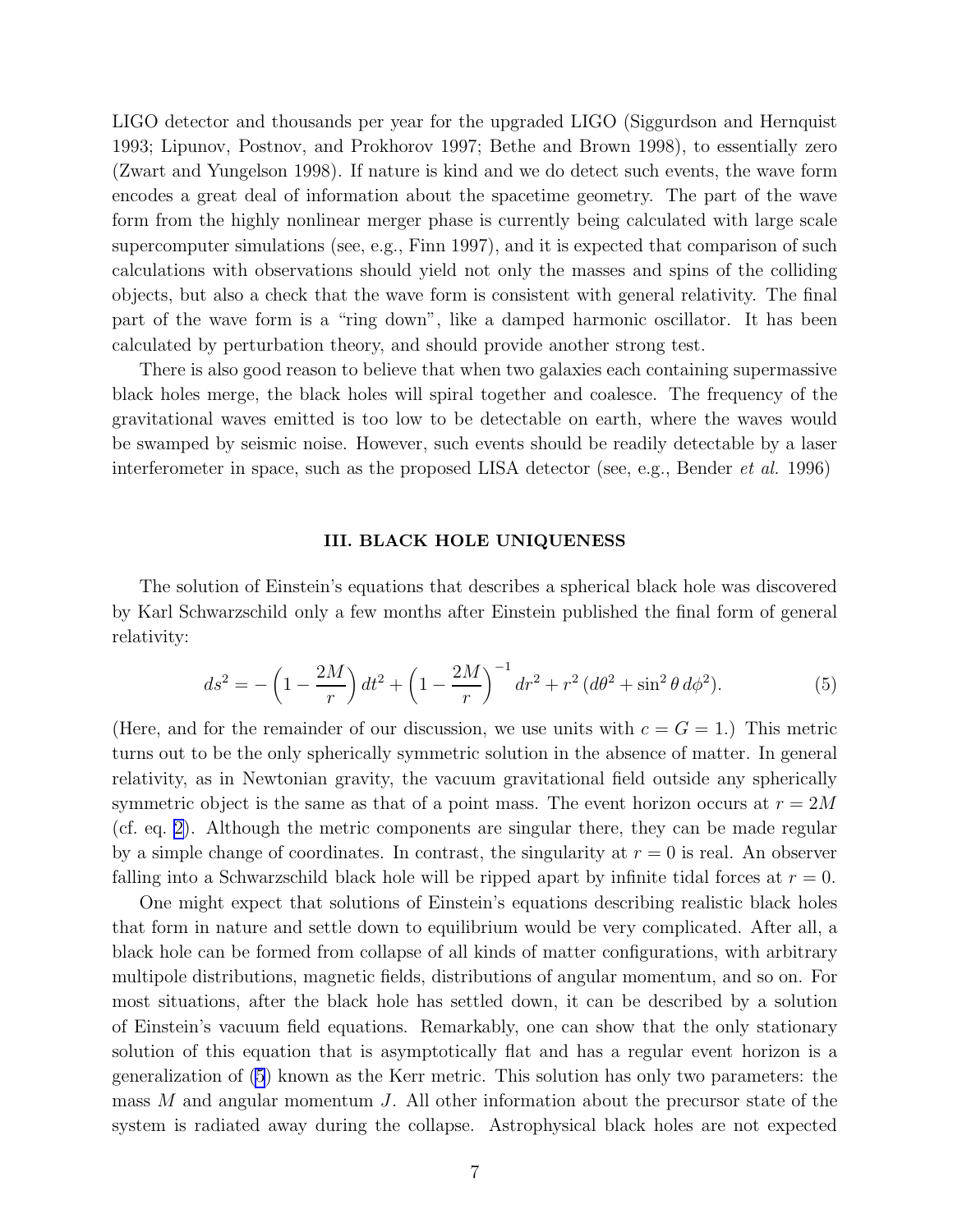LIGO detector and thousands per year for the upgraded LIGO (Siggurdson and Hernquist 1993; Lipunov, Postnov, and Prokhorov 1997; Bethe and Brown 1998), to essentially zero (Zwart and Yungelson 1998). If nature is kind and we do detect such events, the wave form encodes a great deal of information about the spacetime geometry. The part of the wave form from the highly nonlinear merger phase is currently being calculated with large scale supercomputer simulations (see, e.g., Finn 1997), and it is expected that comparison of such calculations with observations should yield not only the masses and spins of the colliding objects, but also a check that the wave form is consistent with general relativity. The final part of the wave form is a "ring down", like a damped harmonic oscillator. It has been calculated by perturbation theory, and should provide another strong test.

There is also good reason to believe that when two galaxies each containing supermassive black holes merge, the black holes will spiral together and coalesce. The frequency of the gravitational waves emitted is too low to be detectable on earth, where the waves would be swamped by seismic noise. However, such events should be readily detectable by a laser interferometer in space, such as the proposed LISA detector (see, e.g., Bender *et al.* 1996)

### III. BLACK HOLE UNIQUENESS

The solution of Einstein's equations that describes a spherical black hole was discovered by Karl Schwarzschild only a few months after Einstein published the final form of general relativity:

$$ds^2 = -\left(1 - \frac{2M}{r}\right) dt^2 + \left(1 - \frac{2M}{r}\right)^{-1} dr^2 + r^2\,(d\theta^2 + \sin^2\theta\, d\phi^2). \tag{5}$$

(Here, and for the remainder of our discussion, we use units with $c = G = 1$.) This metric turns out to be the only spherically symmetric solution in the absence of matter. In general relativity, as in Newtonian gravity, the vacuum gravitational field outside any spherically symmetric object is the same as that of a point mass. The event horizon occurs at $r = 2M$ (cf. eq. 2). Although the metric components are singular there, they can be made regular by a simple change of coordinates. In contrast, the singularity at $r = 0$ is real. An observer falling into a Schwarzschild black hole will be ripped apart by infinite tidal forces at $r = 0$.

One might expect that solutions of Einstein's equations describing realistic black holes that form in nature and settle down to equilibrium would be very complicated. After all, a black hole can be formed from collapse of all kinds of matter configurations, with arbitrary multipole distributions, magnetic fields, distributions of angular momentum, and so on. For most situations, after the black hole has settled down, it can be described by a solution of Einstein's vacuum field equations. Remarkably, one can show that the only stationary solution of this equation that is asymptotically flat and has a regular event horizon is a generalization of (5) known as the Kerr metric. This solution has only two parameters: the mass $M$ and angular momentum $J$. All other information about the precursor state of the system is radiated away during the collapse. Astrophysical black holes are not expected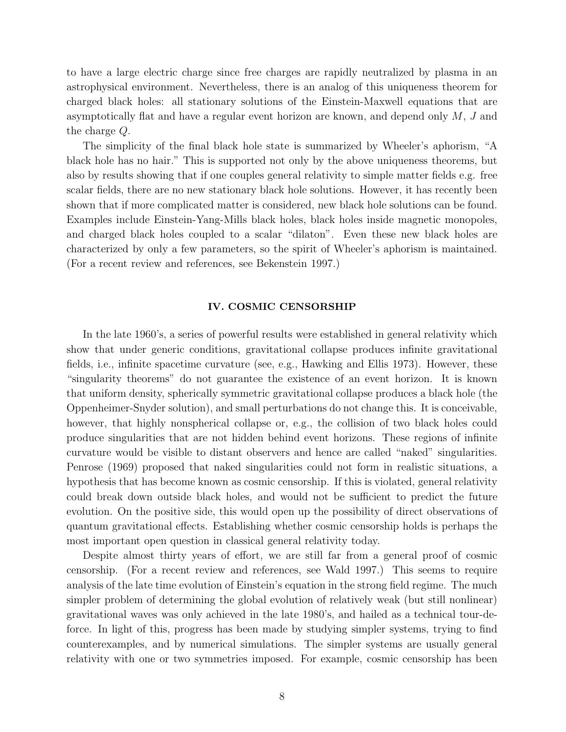to have a large electric charge since free charges are rapidly neutralized by plasma in an astrophysical environment. Nevertheless, there is an analog of this uniqueness theorem for charged black holes: all stationary solutions of the Einstein-Maxwell equations that are asymptotically flat and have a regular event horizon are known, and depend only $M$, $J$ and the charge $Q$.

The simplicity of the final black hole state is summarized by Wheeler's aphorism, "A black hole has no hair." This is supported not only by the above uniqueness theorems, but also by results showing that if one couples general relativity to simple matter fields e.g. free scalar fields, there are no new stationary black hole solutions. However, it has recently been shown that if more complicated matter is considered, new black hole solutions can be found. Examples include Einstein-Yang-Mills black holes, black holes inside magnetic monopoles, and charged black holes coupled to a scalar "dilaton". Even these new black holes are characterized by only a few parameters, so the spirit of Wheeler's aphorism is maintained. (For a recent review and references, see Bekenstein 1997.)

## IV. COSMIC CENSORSHIP

In the late 1960's, a series of powerful results were established in general relativity which show that under generic conditions, gravitational collapse produces infinite gravitational fields, i.e., infinite spacetime curvature (see, e.g., Hawking and Ellis 1973). However, these "singularity theorems" do not guarantee the existence of an event horizon. It is known that uniform density, spherically symmetric gravitational collapse produces a black hole (the Oppenheimer-Snyder solution), and small perturbations do not change this. It is conceivable, however, that highly nonspherical collapse or, e.g., the collision of two black holes could produce singularities that are not hidden behind event horizons. These regions of infinite curvature would be visible to distant observers and hence are called "naked" singularities. Penrose (1969) proposed that naked singularities could not form in realistic situations, a hypothesis that has become known as cosmic censorship. If this is violated, general relativity could break down outside black holes, and would not be sufficient to predict the future evolution. On the positive side, this would open up the possibility of direct observations of quantum gravitational effects. Establishing whether cosmic censorship holds is perhaps the most important open question in classical general relativity today.

Despite almost thirty years of effort, we are still far from a general proof of cosmic censorship. (For a recent review and references, see Wald 1997.) This seems to require analysis of the late time evolution of Einstein's equation in the strong field regime. The much simpler problem of determining the global evolution of relatively weak (but still nonlinear) gravitational waves was only achieved in the late 1980's, and hailed as a technical tour-de-force. In light of this, progress has been made by studying simpler systems, trying to find counterexamples, and by numerical simulations. The simpler systems are usually general relativity with one or two symmetries imposed. For example, cosmic censorship has been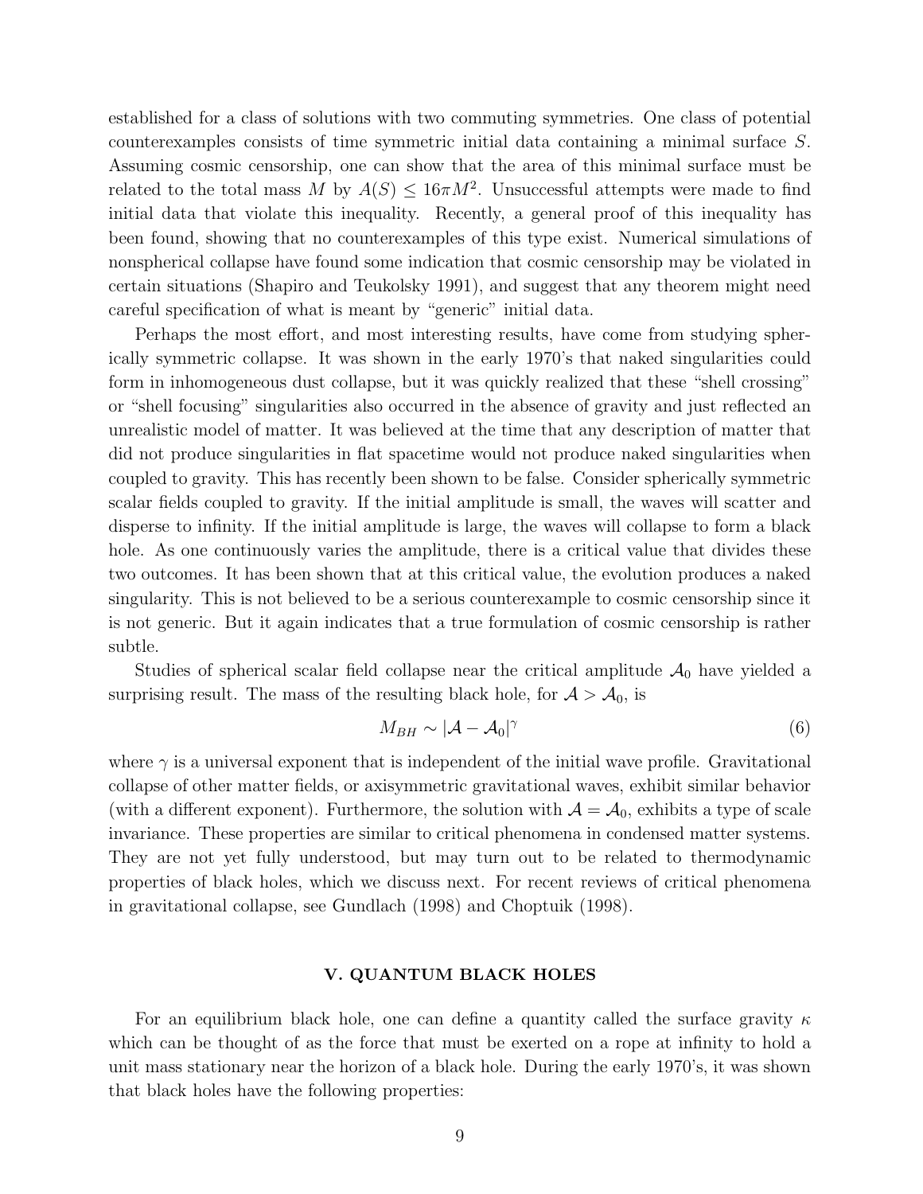established for a class of solutions with two commuting symmetries. One class of potential counterexamples consists of time symmetric initial data containing a minimal surface $S$. Assuming cosmic censorship, one can show that the area of this minimal surface must be related to the total mass $M$ by $A(S) \leq 16\pi M^2$. Unsuccessful attempts were made to find initial data that violate this inequality. Recently, a general proof of this inequality has been found, showing that no counterexamples of this type exist. Numerical simulations of nonspherical collapse have found some indication that cosmic censorship may be violated in certain situations (Shapiro and Teukolsky 1991), and suggest that any theorem might need careful specification of what is meant by "generic" initial data.

Perhaps the most effort, and most interesting results, have come from studying spherically symmetric collapse. It was shown in the early 1970's that naked singularities could form in inhomogeneous dust collapse, but it was quickly realized that these "shell crossing" or "shell focusing" singularities also occurred in the absence of gravity and just reflected an unrealistic model of matter. It was believed at the time that any description of matter that did not produce singularities in flat spacetime would not produce naked singularities when coupled to gravity. This has recently been shown to be false. Consider spherically symmetric scalar fields coupled to gravity. If the initial amplitude is small, the waves will scatter and disperse to infinity. If the initial amplitude is large, the waves will collapse to form a black hole. As one continuously varies the amplitude, there is a critical value that divides these two outcomes. It has been shown that at this critical value, the evolution produces a naked singularity. This is not believed to be a serious counterexample to cosmic censorship since it is not generic. But it again indicates that a true formulation of cosmic censorship is rather subtle.

Studies of spherical scalar field collapse near the critical amplitude $\mathcal{A}_0$ have yielded a surprising result. The mass of the resulting black hole, for $\mathcal{A} > \mathcal{A}_0$, is

$$M_{BH} \sim |\mathcal{A} - \mathcal{A}_0|^\gamma \tag{6}$$

where $\gamma$ is a universal exponent that is independent of the initial wave profile. Gravitational collapse of other matter fields, or axisymmetric gravitational waves, exhibit similar behavior (with a different exponent). Furthermore, the solution with $\mathcal{A} = \mathcal{A}_0$, exhibits a type of scale invariance. These properties are similar to critical phenomena in condensed matter systems. They are not yet fully understood, but may turn out to be related to thermodynamic properties of black holes, which we discuss next. For recent reviews of critical phenomena in gravitational collapse, see Gundlach (1998) and Choptuik (1998).

## V. QUANTUM BLACK HOLES

For an equilibrium black hole, one can define a quantity called the surface gravity $\kappa$ which can be thought of as the force that must be exerted on a rope at infinity to hold a unit mass stationary near the horizon of a black hole. During the early 1970's, it was shown that black holes have the following properties: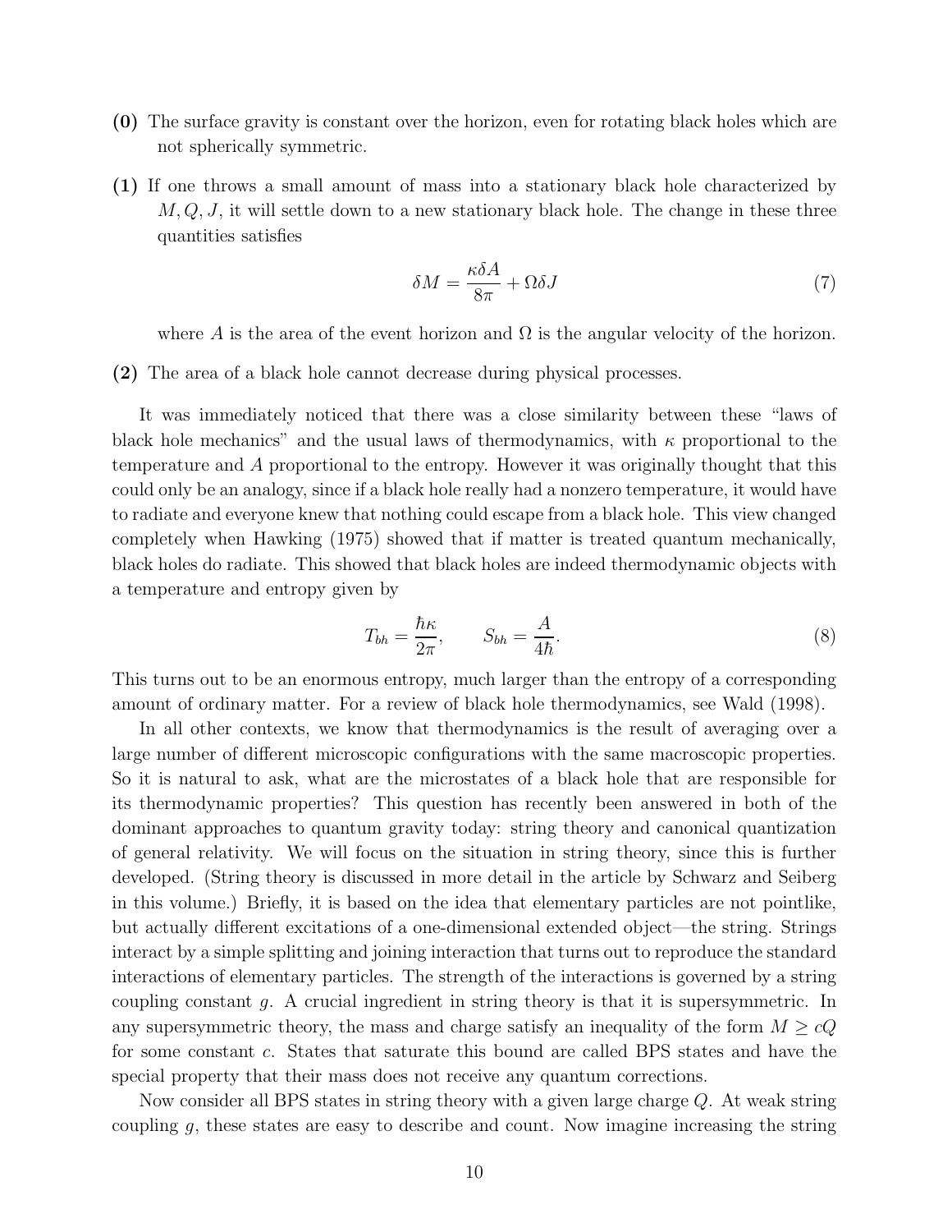**(0)** The surface gravity is constant over the horizon, even for rotating black holes which are not spherically symmetric.

**(1)** If one throws a small amount of mass into a stationary black hole characterized by $M, Q, J$, it will settle down to a new stationary black hole. The change in these three quantities satisfies

$$\delta M = \frac{\kappa \delta A}{8\pi} + \Omega \delta J \tag{7}$$

where $A$ is the area of the event horizon and $\Omega$ is the angular velocity of the horizon.

**(2)** The area of a black hole cannot decrease during physical processes.

It was immediately noticed that there was a close similarity between these "laws of black hole mechanics" and the usual laws of thermodynamics, with $\kappa$ proportional to the temperature and $A$ proportional to the entropy. However it was originally thought that this could only be an analogy, since if a black hole really had a nonzero temperature, it would have to radiate and everyone knew that nothing could escape from a black hole. This view changed completely when Hawking (1975) showed that if matter is treated quantum mechanically, black holes do radiate. This showed that black holes are indeed thermodynamic objects with a temperature and entropy given by

$$T_{bh} = \frac{\hbar \kappa}{2\pi}, \qquad S_{bh} = \frac{A}{4\hbar}. \tag{8}$$

This turns out to be an enormous entropy, much larger than the entropy of a corresponding amount of ordinary matter. For a review of black hole thermodynamics, see Wald (1998).

In all other contexts, we know that thermodynamics is the result of averaging over a large number of different microscopic configurations with the same macroscopic properties. So it is natural to ask, what are the microstates of a black hole that are responsible for its thermodynamic properties? This question has recently been answered in both of the dominant approaches to quantum gravity today: string theory and canonical quantization of general relativity. We will focus on the situation in string theory, since this is further developed. (String theory is discussed in more detail in the article by Schwarz and Seiberg in this volume.) Briefly, it is based on the idea that elementary particles are not pointlike, but actually different excitations of a one-dimensional extended object—the string. Strings interact by a simple splitting and joining interaction that turns out to reproduce the standard interactions of elementary particles. The strength of the interactions is governed by a string coupling constant $g$. A crucial ingredient in string theory is that it is supersymmetric. In any supersymmetric theory, the mass and charge satisfy an inequality of the form $M \geq cQ$ for some constant $c$. States that saturate this bound are called BPS states and have the special property that their mass does not receive any quantum corrections.

Now consider all BPS states in string theory with a given large charge $Q$. At weak string coupling $g$, these states are easy to describe and count. Now imagine increasing the string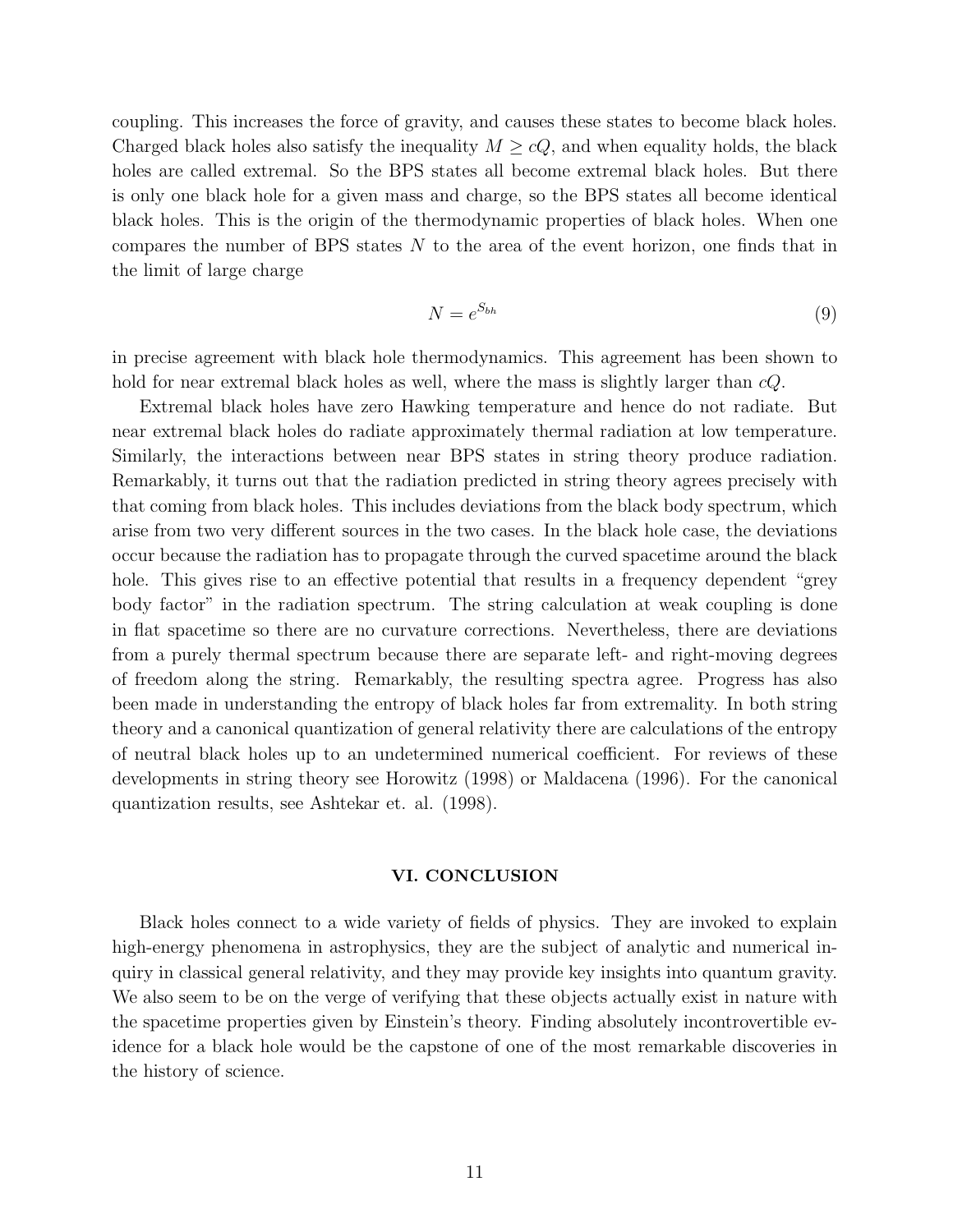coupling. This increases the force of gravity, and causes these states to become black holes. Charged black holes also satisfy the inequality $M \geq cQ$, and when equality holds, the black holes are called extremal. So the BPS states all become extremal black holes. But there is only one black hole for a given mass and charge, so the BPS states all become identical black holes. This is the origin of the thermodynamic properties of black holes. When one compares the number of BPS states $N$ to the area of the event horizon, one finds that in the limit of large charge

$$N = e^{S_{bh}} \tag{9}$$

in precise agreement with black hole thermodynamics. This agreement has been shown to hold for near extremal black holes as well, where the mass is slightly larger than $cQ$.

Extremal black holes have zero Hawking temperature and hence do not radiate. But near extremal black holes do radiate approximately thermal radiation at low temperature. Similarly, the interactions between near BPS states in string theory produce radiation. Remarkably, it turns out that the radiation predicted in string theory agrees precisely with that coming from black holes. This includes deviations from the black body spectrum, which arise from two very different sources in the two cases. In the black hole case, the deviations occur because the radiation has to propagate through the curved spacetime around the black hole. This gives rise to an effective potential that results in a frequency dependent "grey body factor" in the radiation spectrum. The string calculation at weak coupling is done in flat spacetime so there are no curvature corrections. Nevertheless, there are deviations from a purely thermal spectrum because there are separate left- and right-moving degrees of freedom along the string. Remarkably, the resulting spectra agree. Progress has also been made in understanding the entropy of black holes far from extremality. In both string theory and a canonical quantization of general relativity there are calculations of the entropy of neutral black holes up to an undetermined numerical coefficient. For reviews of these developments in string theory see Horowitz (1998) or Maldacena (1996). For the canonical quantization results, see Ashtekar et. al. (1998).

## VI. CONCLUSION

Black holes connect to a wide variety of fields of physics. They are invoked to explain high-energy phenomena in astrophysics, they are the subject of analytic and numerical inquiry in classical general relativity, and they may provide key insights into quantum gravity. We also seem to be on the verge of verifying that these objects actually exist in nature with the spacetime properties given by Einstein's theory. Finding absolutely incontrovertible evidence for a black hole would be the capstone of one of the most remarkable discoveries in the history of science.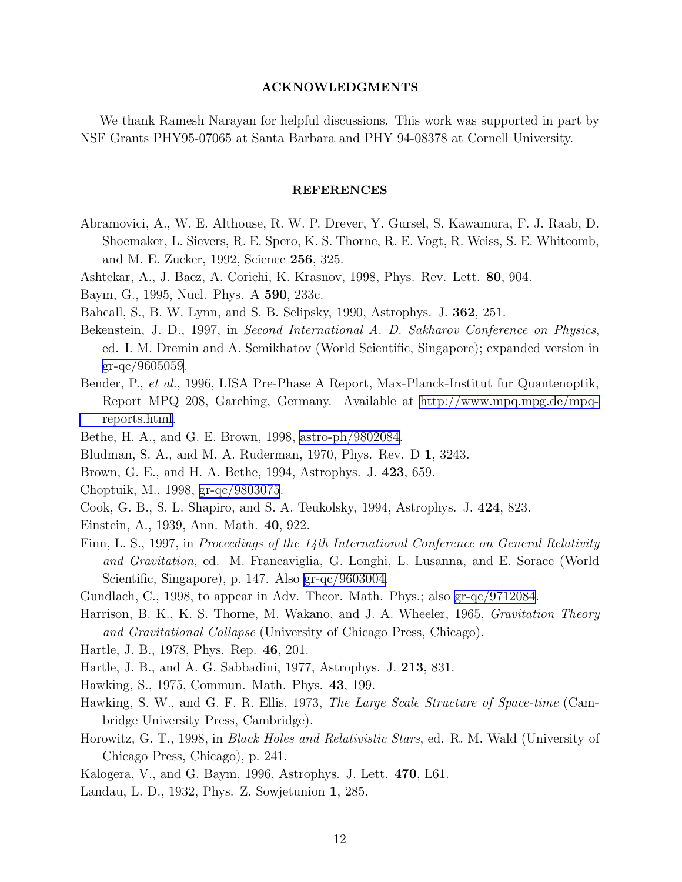## ACKNOWLEDGMENTS

We thank Ramesh Narayan for helpful discussions. This work was supported in part by NSF Grants PHY95-07065 at Santa Barbara and PHY 94-08378 at Cornell University.

## REFERENCES

Abramovici, A., W. E. Althouse, R. W. P. Drever, Y. Gursel, S. Kawamura, F. J. Raab, D. Shoemaker, L. Sievers, R. E. Spero, K. S. Thorne, R. E. Vogt, R. Weiss, S. E. Whitcomb, and M. E. Zucker, 1992, Science **256**, 325.

Ashtekar, A., J. Baez, A. Corichi, K. Krasnov, 1998, Phys. Rev. Lett. **80**, 904.

Baym, G., 1995, Nucl. Phys. A **590**, 233c.

Bahcall, S., B. W. Lynn, and S. B. Selipsky, 1990, Astrophys. J. **362**, 251.

Bekenstein, J. D., 1997, in *Second International A. D. Sakharov Conference on Physics*, ed. I. M. Dremin and A. Semikhatov (World Scientific, Singapore); expanded version in gr-qc/9605059.

Bender, P., *et al.*, 1996, LISA Pre-Phase A Report, Max-Planck-Institut fur Quantenoptik, Report MPQ 208, Garching, Germany. Available at http://www.mpq.mpg.de/mpq-reports.html.

Bethe, H. A., and G. E. Brown, 1998, astro-ph/9802084.

Bludman, S. A., and M. A. Ruderman, 1970, Phys. Rev. D **1**, 3243.

Brown, G. E., and H. A. Bethe, 1994, Astrophys. J. **423**, 659.

Choptuik, M., 1998, gr-qc/9803075.

Cook, G. B., S. L. Shapiro, and S. A. Teukolsky, 1994, Astrophys. J. **424**, 823.

Einstein, A., 1939, Ann. Math. **40**, 922.

Finn, L. S., 1997, in *Proceedings of the 14th International Conference on General Relativity and Gravitation*, ed. M. Francaviglia, G. Longhi, L. Lusanna, and E. Sorace (World Scientific, Singapore), p. 147. Also gr-qc/9603004.

Gundlach, C., 1998, to appear in Adv. Theor. Math. Phys.; also gr-qc/9712084.

Harrison, B. K., K. S. Thorne, M. Wakano, and J. A. Wheeler, 1965, *Gravitation Theory and Gravitational Collapse* (University of Chicago Press, Chicago).

Hartle, J. B., 1978, Phys. Rep. **46**, 201.

Hartle, J. B., and A. G. Sabbadini, 1977, Astrophys. J. **213**, 831.

Hawking, S., 1975, Commun. Math. Phys. **43**, 199.

Hawking, S. W., and G. F. R. Ellis, 1973, *The Large Scale Structure of Space-time* (Cambridge University Press, Cambridge).

Horowitz, G. T., 1998, in *Black Holes and Relativistic Stars*, ed. R. M. Wald (University of Chicago Press, Chicago), p. 241.

Kalogera, V., and G. Baym, 1996, Astrophys. J. Lett. **470**, L61.

Landau, L. D., 1932, Phys. Z. Sowjetunion **1**, 285.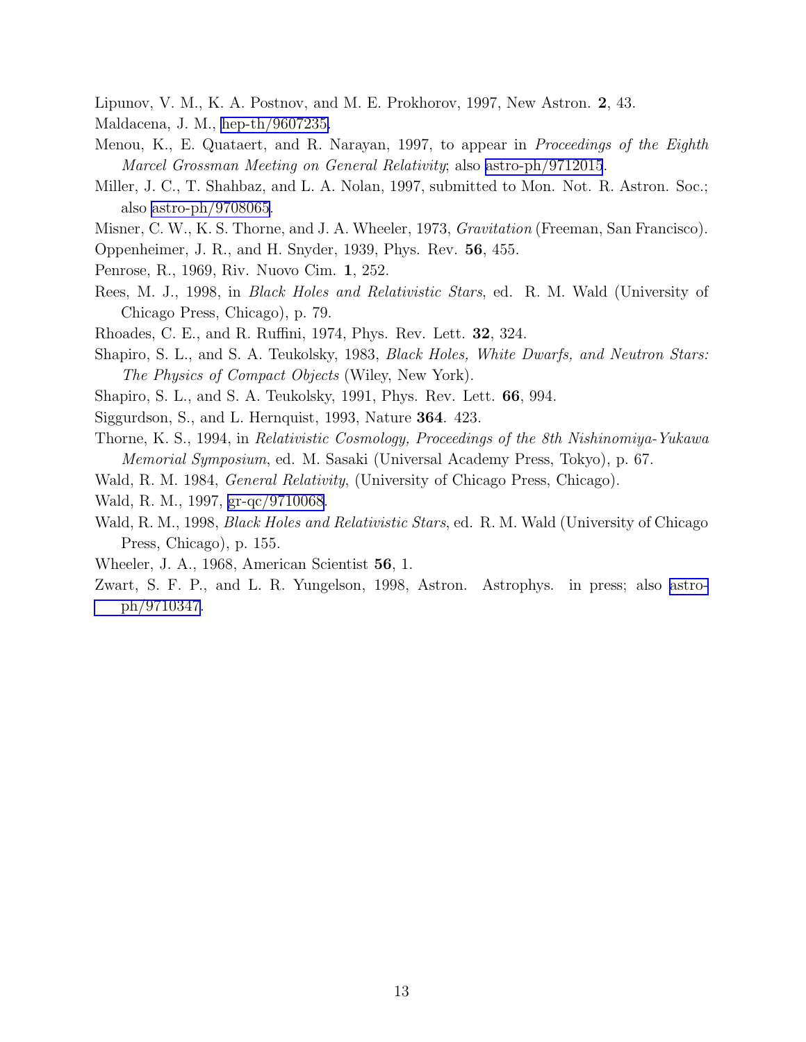Lipunov, V. M., K. A. Postnov, and M. E. Prokhorov, 1997, New Astron. **2**, 43.

Maldacena, J. M., hep-th/9607235.

Menou, K., E. Quataert, and R. Narayan, 1997, to appear in *Proceedings of the Eighth Marcel Grossman Meeting on General Relativity*; also astro-ph/9712015.

Miller, J. C., T. Shahbaz, and L. A. Nolan, 1997, submitted to Mon. Not. R. Astron. Soc.; also astro-ph/9708065.

Misner, C. W., K. S. Thorne, and J. A. Wheeler, 1973, *Gravitation* (Freeman, San Francisco).

Oppenheimer, J. R., and H. Snyder, 1939, Phys. Rev. **56**, 455.

Penrose, R., 1969, Riv. Nuovo Cim. **1**, 252.

Rees, M. J., 1998, in *Black Holes and Relativistic Stars*, ed. R. M. Wald (University of Chicago Press, Chicago), p. 79.

Rhoades, C. E., and R. Ruffini, 1974, Phys. Rev. Lett. **32**, 324.

Shapiro, S. L., and S. A. Teukolsky, 1983, *Black Holes, White Dwarfs, and Neutron Stars: The Physics of Compact Objects* (Wiley, New York).

Shapiro, S. L., and S. A. Teukolsky, 1991, Phys. Rev. Lett. **66**, 994.

Siggurdson, S., and L. Hernquist, 1993, Nature **364**. 423.

Thorne, K. S., 1994, in *Relativistic Cosmology, Proceedings of the 8th Nishinomiya-Yukawa Memorial Symposium*, ed. M. Sasaki (Universal Academy Press, Tokyo), p. 67.

Wald, R. M. 1984, *General Relativity*, (University of Chicago Press, Chicago).

Wald, R. M., 1997, gr-qc/9710068.

Wald, R. M., 1998, *Black Holes and Relativistic Stars*, ed. R. M. Wald (University of Chicago Press, Chicago), p. 155.

Wheeler, J. A., 1968, American Scientist **56**, 1.

Zwart, S. F. P., and L. R. Yungelson, 1998, Astron. Astrophys. in press; also astro-ph/9710347.